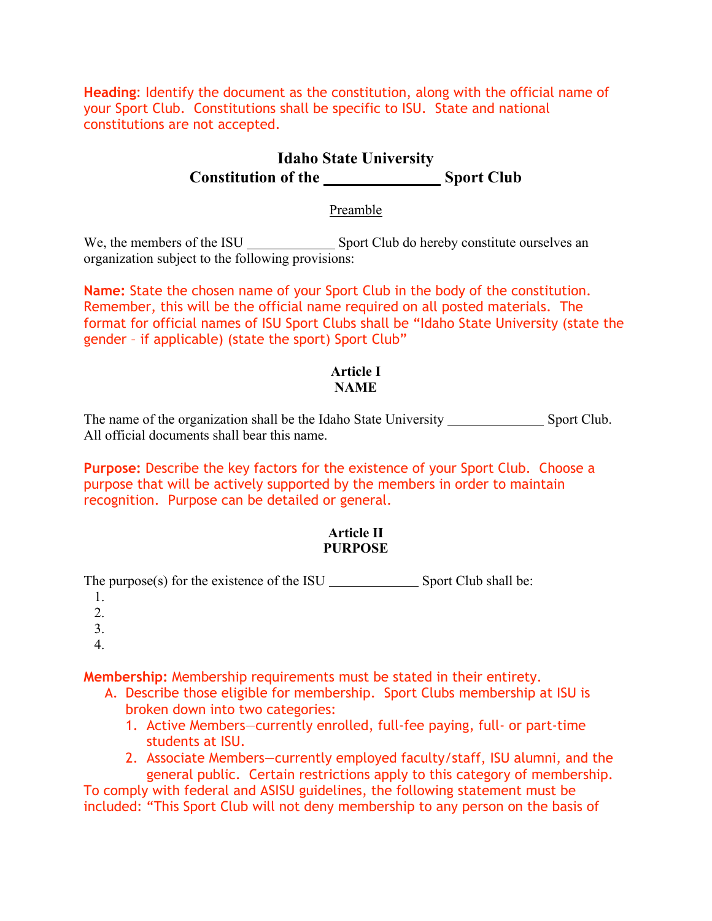**Heading**: Identify the document as the constitution, along with the official name of your Sport Club. Constitutions shall be specific to ISU. State and national constitutions are not accepted.

# Idaho State University
# Constitution of the ______________ Sport Club

Preamble

We, the members of the ISU ____________ Sport Club do hereby constitute ourselves an organization subject to the following provisions:

**Name:** State the chosen name of your Sport Club in the body of the constitution. Remember, this will be the official name required on all posted materials. The format for official names of ISU Sport Clubs shall be "Idaho State University (state the gender – if applicable) (state the sport) Sport Club"

## Article I
## NAME

The name of the organization shall be the Idaho State University ______________ Sport Club. All official documents shall bear this name.

**Purpose:** Describe the key factors for the existence of your Sport Club. Choose a purpose that will be actively supported by the members in order to maintain recognition. Purpose can be detailed or general.

## Article II
## PURPOSE

The purpose(s) for the existence of the ISU ____________ Sport Club shall be:

1.
2.
3.
4.

**Membership:** Membership requirements must be stated in their entirety.

A. Describe those eligible for membership. Sport Clubs membership at ISU is broken down into two categories:
   1. Active Members—currently enrolled, full-fee paying, full- or part-time students at ISU.
   2. Associate Members—currently employed faculty/staff, ISU alumni, and the general public. Certain restrictions apply to this category of membership.

To comply with federal and ASISU guidelines, the following statement must be included: "This Sport Club will not deny membership to any person on the basis of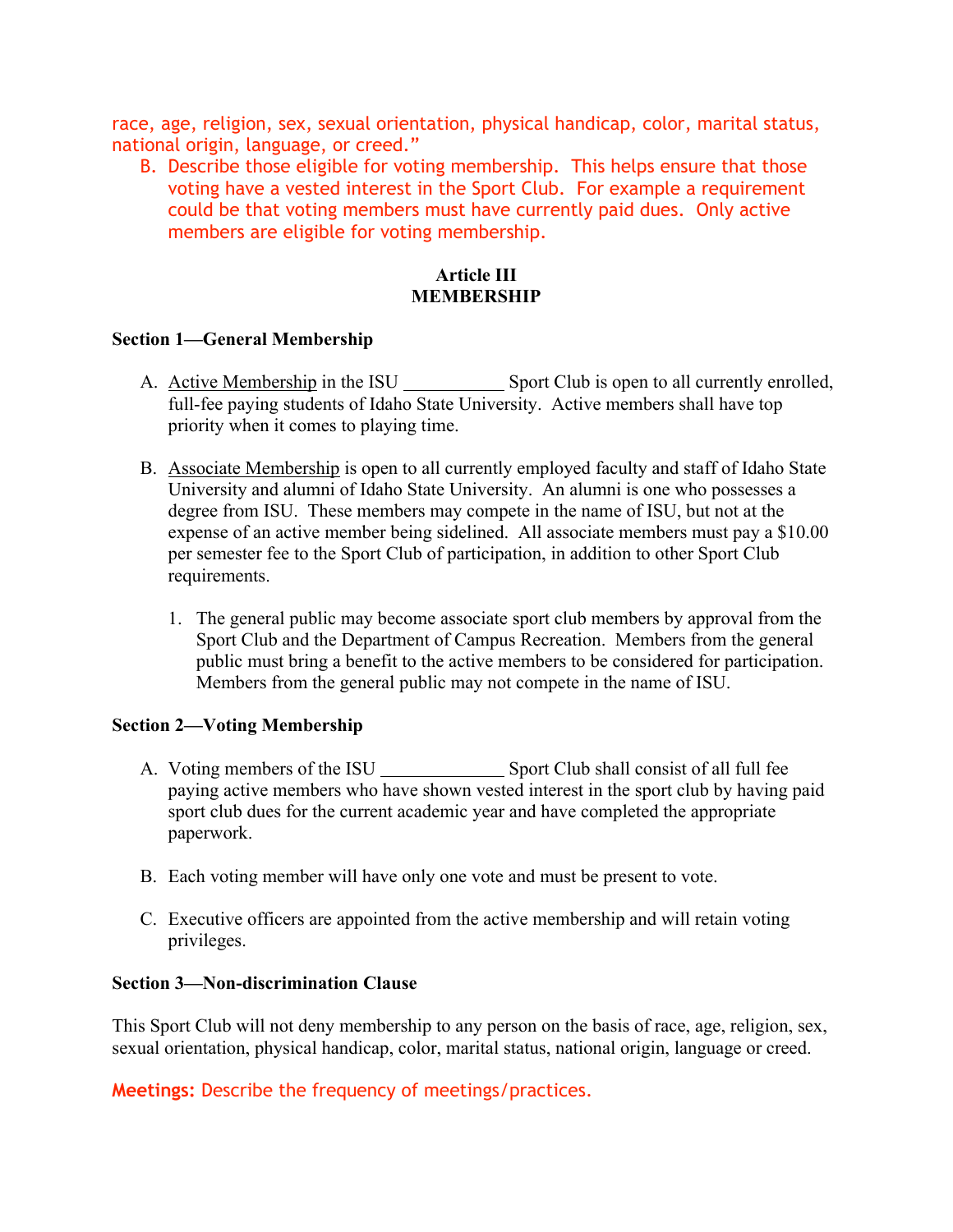race, age, religion, sex, sexual orientation, physical handicap, color, marital status, national origin, language, or creed."

B. Describe those eligible for voting membership. This helps ensure that those voting have a vested interest in the Sport Club. For example a requirement could be that voting members must have currently paid dues. Only active members are eligible for voting membership.

## Article III
## MEMBERSHIP

**Section 1—General Membership**

A. Active Membership in the ISU ___________ Sport Club is open to all currently enrolled, full-fee paying students of Idaho State University. Active members shall have top priority when it comes to playing time.

B. Associate Membership is open to all currently employed faculty and staff of Idaho State University and alumni of Idaho State University. An alumni is one who possesses a degree from ISU. These members may compete in the name of ISU, but not at the expense of an active member being sidelined. All associate members must pay a $10.00 per semester fee to the Sport Club of participation, in addition to other Sport Club requirements.

   1. The general public may become associate sport club members by approval from the Sport Club and the Department of Campus Recreation. Members from the general public must bring a benefit to the active members to be considered for participation. Members from the general public may not compete in the name of ISU.

**Section 2—Voting Membership**

A. Voting members of the ISU _____________ Sport Club shall consist of all full fee paying active members who have shown vested interest in the sport club by having paid sport club dues for the current academic year and have completed the appropriate paperwork.

B. Each voting member will have only one vote and must be present to vote.

C. Executive officers are appointed from the active membership and will retain voting privileges.

**Section 3—Non-discrimination Clause**

This Sport Club will not deny membership to any person on the basis of race, age, religion, sex, sexual orientation, physical handicap, color, marital status, national origin, language or creed.

**Meetings:** Describe the frequency of meetings/practices.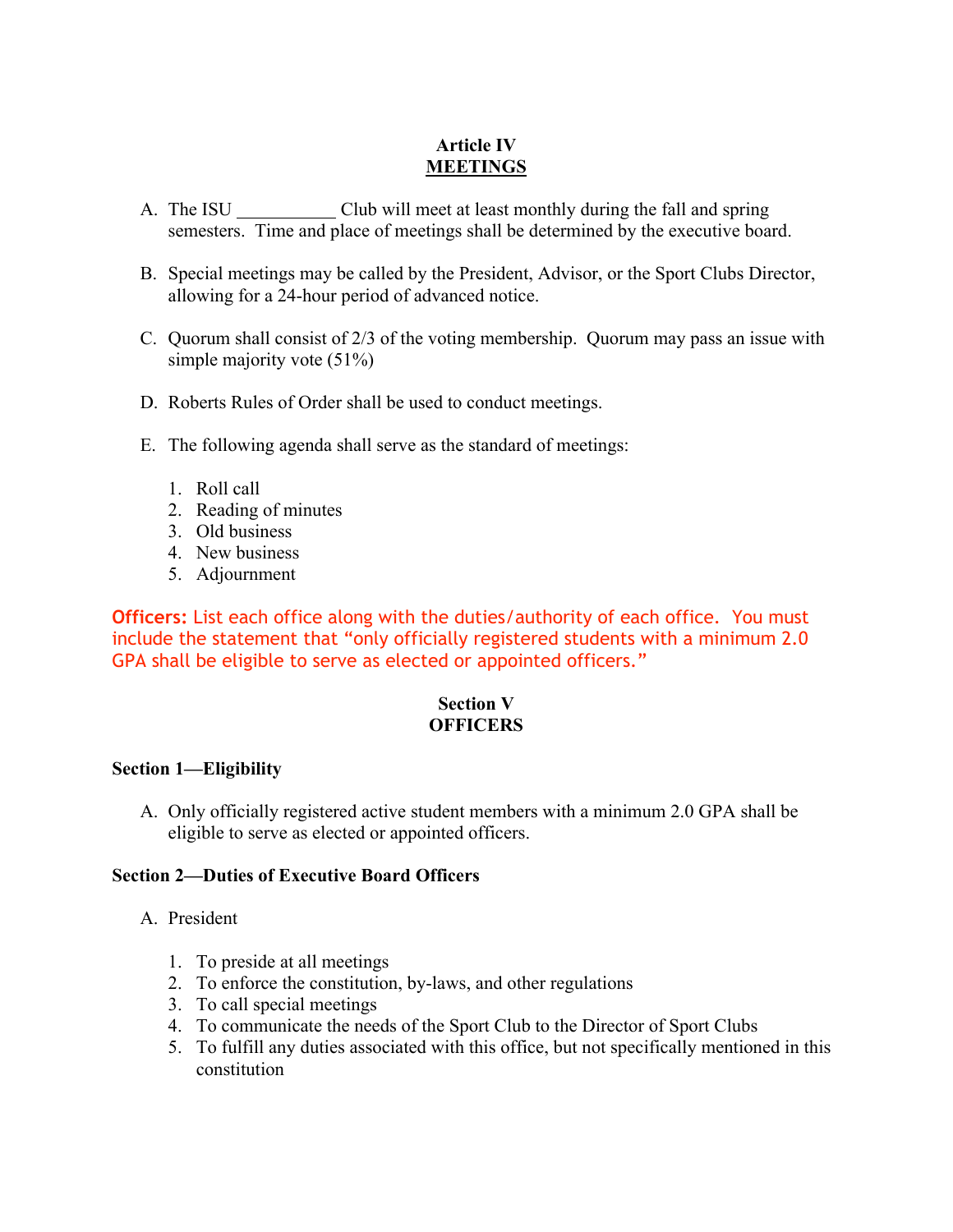## Article IV
## MEETINGS

A. The ISU ___________ Club will meet at least monthly during the fall and spring semesters. Time and place of meetings shall be determined by the executive board.

B. Special meetings may be called by the President, Advisor, or the Sport Clubs Director, allowing for a 24-hour period of advanced notice.

C. Quorum shall consist of 2/3 of the voting membership. Quorum may pass an issue with simple majority vote (51%)

D. Roberts Rules of Order shall be used to conduct meetings.

E. The following agenda shall serve as the standard of meetings:

1. Roll call
2. Reading of minutes
3. Old business
4. New business
5. Adjournment

**Officers:** List each office along with the duties/authority of each office. You must include the statement that "only officially registered students with a minimum 2.0 GPA shall be eligible to serve as elected or appointed officers."

## Section V
## OFFICERS

### Section 1—Eligibility

A. Only officially registered active student members with a minimum 2.0 GPA shall be eligible to serve as elected or appointed officers.

### Section 2—Duties of Executive Board Officers

A. President

1. To preside at all meetings
2. To enforce the constitution, by-laws, and other regulations
3. To call special meetings
4. To communicate the needs of the Sport Club to the Director of Sport Clubs
5. To fulfill any duties associated with this office, but not specifically mentioned in this constitution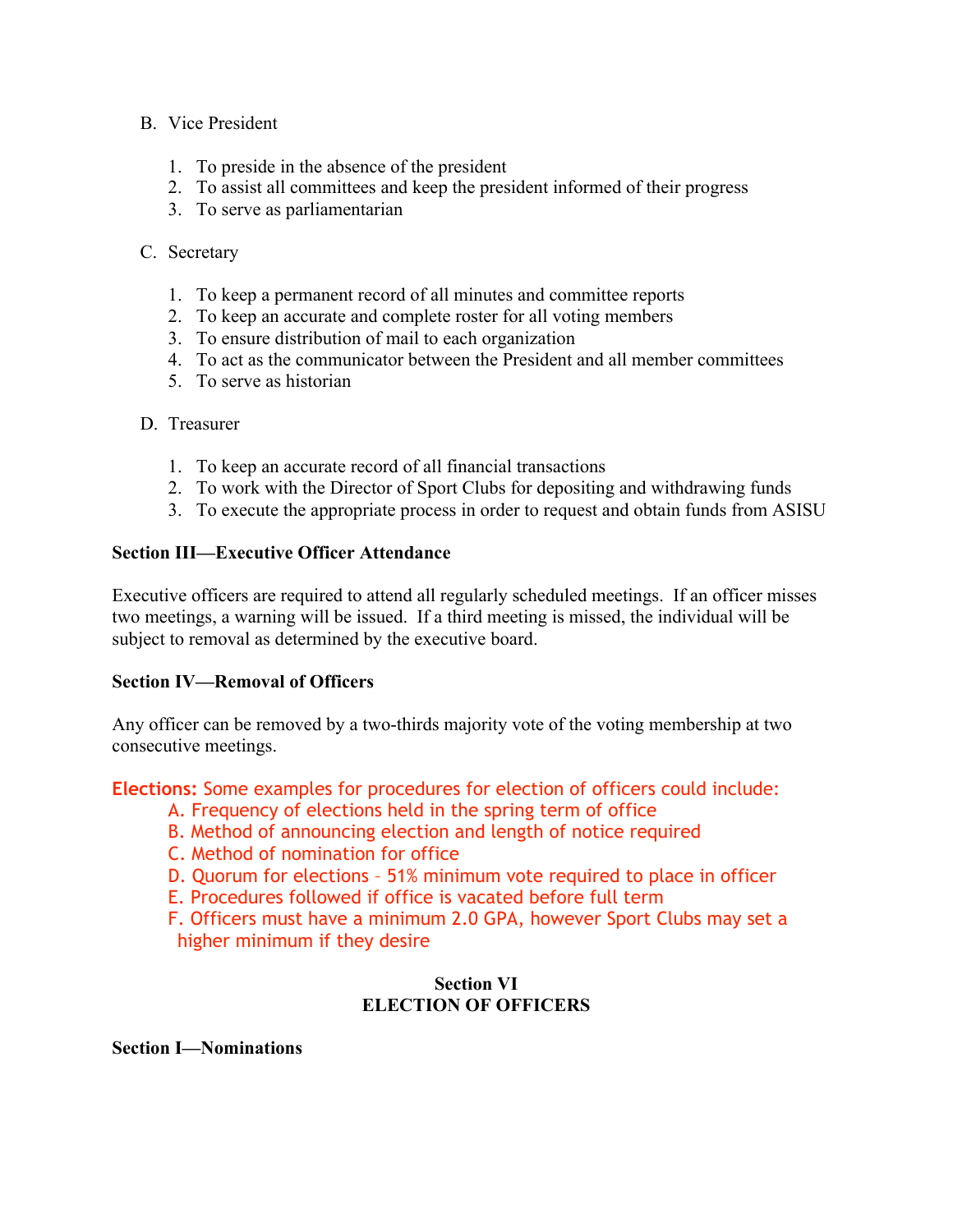B. Vice President

1. To preside in the absence of the president
2. To assist all committees and keep the president informed of their progress
3. To serve as parliamentarian

C. Secretary

1. To keep a permanent record of all minutes and committee reports
2. To keep an accurate and complete roster for all voting members
3. To ensure distribution of mail to each organization
4. To act as the communicator between the President and all member committees
5. To serve as historian

D. Treasurer

1. To keep an accurate record of all financial transactions
2. To work with the Director of Sport Clubs for depositing and withdrawing funds
3. To execute the appropriate process in order to request and obtain funds from ASISU

**Section III—Executive Officer Attendance**

Executive officers are required to attend all regularly scheduled meetings. If an officer misses two meetings, a warning will be issued. If a third meeting is missed, the individual will be subject to removal as determined by the executive board.

**Section IV—Removal of Officers**

Any officer can be removed by a two-thirds majority vote of the voting membership at two consecutive meetings.

**Elections:** Some examples for procedures for election of officers could include:

A. Frequency of elections held in the spring term of office
B. Method of announcing election and length of notice required
C. Method of nomination for office
D. Quorum for elections – 51% minimum vote required to place in officer
E. Procedures followed if office is vacated before full term
F. Officers must have a minimum 2.0 GPA, however Sport Clubs may set a higher minimum if they desire

## Section VI
## ELECTION OF OFFICERS

**Section I—Nominations**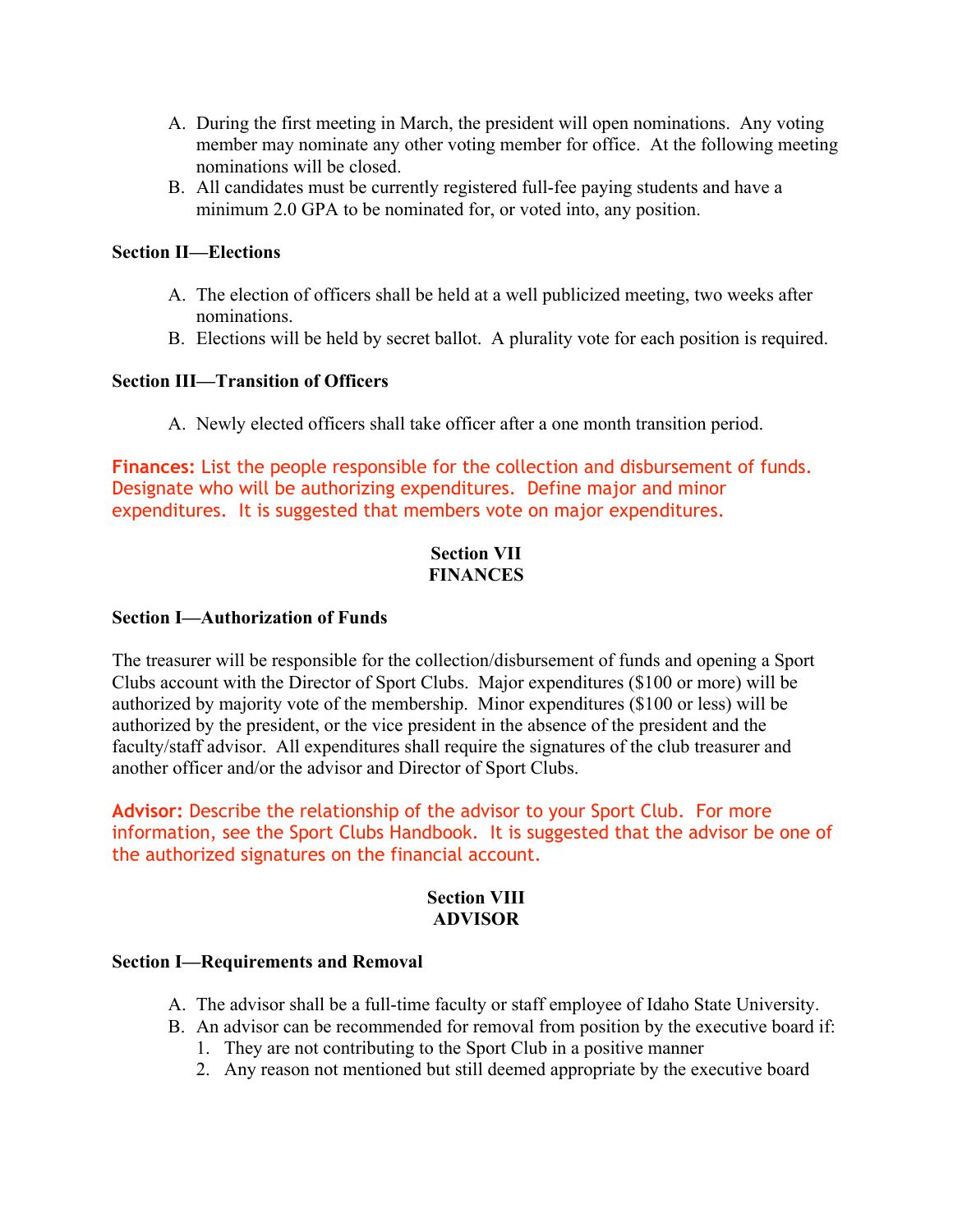A. During the first meeting in March, the president will open nominations. Any voting member may nominate any other voting member for office. At the following meeting nominations will be closed.
B. All candidates must be currently registered full-fee paying students and have a minimum 2.0 GPA to be nominated for, or voted into, any position.

**Section II—Elections**

A. The election of officers shall be held at a well publicized meeting, two weeks after nominations.
B. Elections will be held by secret ballot. A plurality vote for each position is required.

**Section III—Transition of Officers**

A. Newly elected officers shall take officer after a one month transition period.

**Finances:** List the people responsible for the collection and disbursement of funds. Designate who will be authorizing expenditures. Define major and minor expenditures. It is suggested that members vote on major expenditures.

## Section VII
## FINANCES

**Section I—Authorization of Funds**

The treasurer will be responsible for the collection/disbursement of funds and opening a Sport Clubs account with the Director of Sport Clubs. Major expenditures ($100 or more) will be authorized by majority vote of the membership. Minor expenditures ($100 or less) will be authorized by the president, or the vice president in the absence of the president and the faculty/staff advisor. All expenditures shall require the signatures of the club treasurer and another officer and/or the advisor and Director of Sport Clubs.

**Advisor:** Describe the relationship of the advisor to your Sport Club. For more information, see the Sport Clubs Handbook. It is suggested that the advisor be one of the authorized signatures on the financial account.

## Section VIII
## ADVISOR

**Section I—Requirements and Removal**

A. The advisor shall be a full-time faculty or staff employee of Idaho State University.
B. An advisor can be recommended for removal from position by the executive board if:
    1. They are not contributing to the Sport Club in a positive manner
    2. Any reason not mentioned but still deemed appropriate by the executive board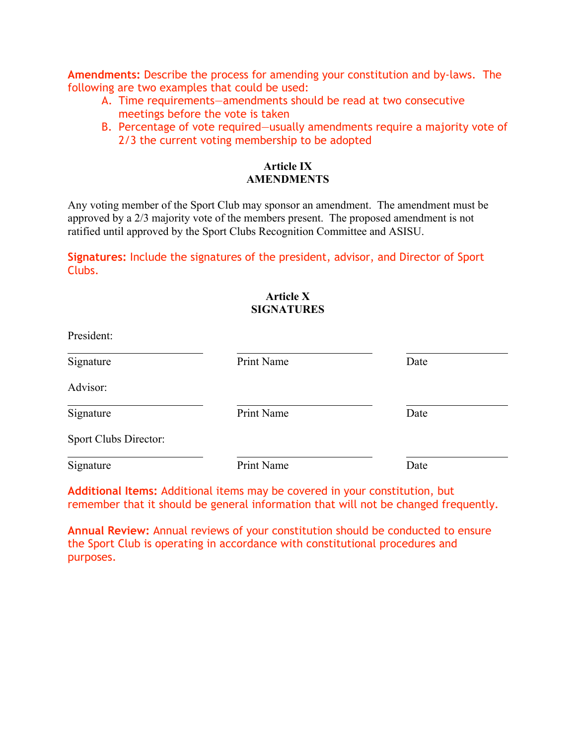**Amendments:** Describe the process for amending your constitution and by-laws. The following are two examples that could be used:

A. Time requirements—amendments should be read at two consecutive meetings before the vote is taken
B. Percentage of vote required—usually amendments require a majority vote of 2/3 the current voting membership to be adopted

## Article IX
## AMENDMENTS

Any voting member of the Sport Club may sponsor an amendment. The amendment must be approved by a 2/3 majority vote of the members present. The proposed amendment is not ratified until approved by the Sport Clubs Recognition Committee and ASISU.

**Signatures:** Include the signatures of the president, advisor, and Director of Sport Clubs.

## Article X
## SIGNATURES

President:

| | | |
|---|---|---|
| ______________________ | ______________________ | ________________ |
| Signature | Print Name | Date |

Advisor:

| | | |
|---|---|---|
| ______________________ | ______________________ | ________________ |
| Signature | Print Name | Date |

Sport Clubs Director:

| | | |
|---|---|---|
| ______________________ | ______________________ | ________________ |
| Signature | Print Name | Date |

**Additional Items:** Additional items may be covered in your constitution, but remember that it should be general information that will not be changed frequently.

**Annual Review:** Annual reviews of your constitution should be conducted to ensure the Sport Club is operating in accordance with constitutional procedures and purposes.